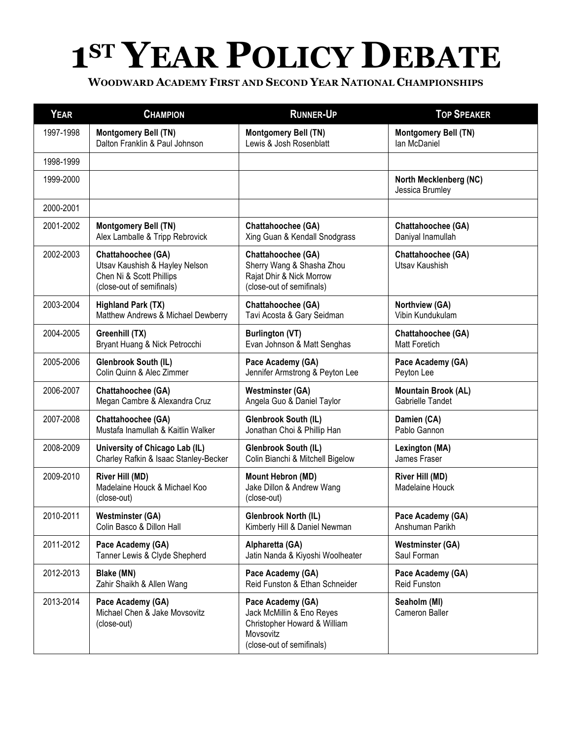# 1ST YEAR POLICY DEBATE

### WOODWARD ACADEMY FIRST AND SECOND YEAR NATIONAL CHAMPIONSHIPS

| YEAR | CHAMPION | RUNNER-UP | TOP SPEAKER |
|---|---|---|---|
| 1997-1998 | **Montgomery Bell (TN)**<br>Dalton Franklin & Paul Johnson | **Montgomery Bell (TN)**<br>Lewis & Josh Rosenblatt | **Montgomery Bell (TN)**<br>Ian McDaniel |
| 1998-1999 | | | |
| 1999-2000 | | | **North Mecklenberg (NC)**<br>Jessica Brumley |
| 2000-2001 | | | |
| 2001-2002 | **Montgomery Bell (TN)**<br>Alex Lamballe & Tripp Rebrovick | **Chattahoochee (GA)**<br>Xing Guan & Kendall Snodgrass | **Chattahoochee (GA)**<br>Daniyal Inamullah |
| 2002-2003 | **Chattahoochee (GA)**<br>Utsav Kaushish & Hayley Nelson<br>Chen Ni & Scott Phillips<br>(close-out of semifinals) | **Chattahoochee (GA)**<br>Sherry Wang & Shasha Zhou<br>Rajat Dhir & Nick Morrow<br>(close-out of semifinals) | **Chattahoochee (GA)**<br>Utsav Kaushish |
| 2003-2004 | **Highland Park (TX)**<br>Matthew Andrews & Michael Dewberry | **Chattahoochee (GA)**<br>Tavi Acosta & Gary Seidman | **Northview (GA)**<br>Vibin Kundukulam |
| 2004-2005 | **Greenhill (TX)**<br>Bryant Huang & Nick Petrocchi | **Burlington (VT)**<br>Evan Johnson & Matt Senghas | **Chattahoochee (GA)**<br>Matt Foretich |
| 2005-2006 | **Glenbrook South (IL)**<br>Colin Quinn & Alec Zimmer | **Pace Academy (GA)**<br>Jennifer Armstrong & Peyton Lee | **Pace Academy (GA)**<br>Peyton Lee |
| 2006-2007 | **Chattahoochee (GA)**<br>Megan Cambre & Alexandra Cruz | **Westminster (GA)**<br>Angela Guo & Daniel Taylor | **Mountain Brook (AL)**<br>Gabrielle Tandet |
| 2007-2008 | **Chattahoochee (GA)**<br>Mustafa Inamullah & Kaitlin Walker | **Glenbrook South (IL)**<br>Jonathan Choi & Phillip Han | **Damien (CA)**<br>Pablo Gannon |
| 2008-2009 | **University of Chicago Lab (IL)**<br>Charley Rafkin & Isaac Stanley-Becker | **Glenbrook South (IL)**<br>Colin Bianchi & Mitchell Bigelow | **Lexington (MA)**<br>James Fraser |
| 2009-2010 | **River Hill (MD)**<br>Madelaine Houck & Michael Koo<br>(close-out) | **Mount Hebron (MD)**<br>Jake Dillon & Andrew Wang<br>(close-out) | **River Hill (MD)**<br>Madelaine Houck |
| 2010-2011 | **Westminster (GA)**<br>Colin Basco & Dillon Hall | **Glenbrook North (IL)**<br>Kimberly Hill & Daniel Newman | **Pace Academy (GA)**<br>Anshuman Parikh |
| 2011-2012 | **Pace Academy (GA)**<br>Tanner Lewis & Clyde Shepherd | **Alpharetta (GA)**<br>Jatin Nanda & Kiyoshi Woolheater | **Westminster (GA)**<br>Saul Forman |
| 2012-2013 | **Blake (MN)**<br>Zahir Shaikh & Allen Wang | **Pace Academy (GA)**<br>Reid Funston & Ethan Schneider | **Pace Academy (GA)**<br>Reid Funston |
| 2013-2014 | **Pace Academy (GA)**<br>Michael Chen & Jake Movsovitz<br>(close-out) | **Pace Academy (GA)**<br>Jack McMillin & Eno Reyes<br>Christopher Howard & William Movsovitz<br>(close-out of semifinals) | **Seaholm (MI)**<br>Cameron Baller |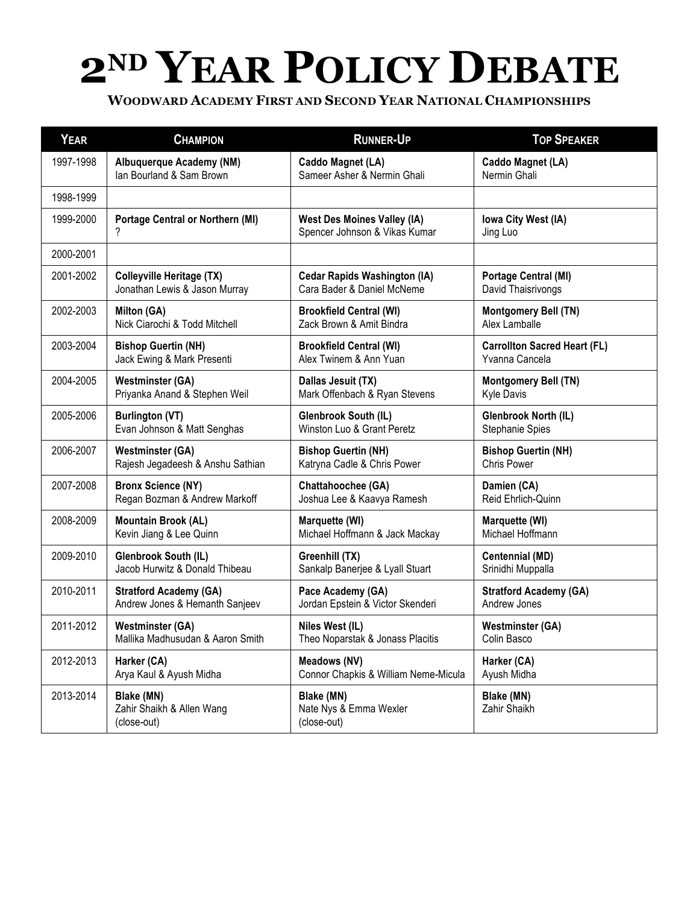# 2ND YEAR POLICY DEBATE

**WOODWARD ACADEMY FIRST AND SECOND YEAR NATIONAL CHAMPIONSHIPS**

| YEAR | CHAMPION | RUNNER-UP | TOP SPEAKER |
|---|---|---|---|
| 1997-1998 | **Albuquerque Academy (NM)**<br>Ian Bourland & Sam Brown | **Caddo Magnet (LA)**<br>Sameer Asher & Nermin Ghali | **Caddo Magnet (LA)**<br>Nermin Ghali |
| 1998-1999 | | | |
| 1999-2000 | **Portage Central or Northern (MI)**<br>? | **West Des Moines Valley (IA)**<br>Spencer Johnson & Vikas Kumar | **Iowa City West (IA)**<br>Jing Luo |
| 2000-2001 | | | |
| 2001-2002 | **Colleyville Heritage (TX)**<br>Jonathan Lewis & Jason Murray | **Cedar Rapids Washington (IA)**<br>Cara Bader & Daniel McNeme | **Portage Central (MI)**<br>David Thaisrivongs |
| 2002-2003 | **Milton (GA)**<br>Nick Ciarochi & Todd Mitchell | **Brookfield Central (WI)**<br>Zack Brown & Amit Bindra | **Montgomery Bell (TN)**<br>Alex Lamballe |
| 2003-2004 | **Bishop Guertin (NH)**<br>Jack Ewing & Mark Presenti | **Brookfield Central (WI)**<br>Alex Twinem & Ann Yuan | **Carrollton Sacred Heart (FL)**<br>Yvanna Cancela |
| 2004-2005 | **Westminster (GA)**<br>Priyanka Anand & Stephen Weil | **Dallas Jesuit (TX)**<br>Mark Offenbach & Ryan Stevens | **Montgomery Bell (TN)**<br>Kyle Davis |
| 2005-2006 | **Burlington (VT)**<br>Evan Johnson & Matt Senghas | **Glenbrook South (IL)**<br>Winston Luo & Grant Peretz | **Glenbrook North (IL)**<br>Stephanie Spies |
| 2006-2007 | **Westminster (GA)**<br>Rajesh Jegadeesh & Anshu Sathian | **Bishop Guertin (NH)**<br>Katryna Cadle & Chris Power | **Bishop Guertin (NH)**<br>Chris Power |
| 2007-2008 | **Bronx Science (NY)**<br>Regan Bozman & Andrew Markoff | **Chattahoochee (GA)**<br>Joshua Lee & Kaavya Ramesh | **Damien (CA)**<br>Reid Ehrlich-Quinn |
| 2008-2009 | **Mountain Brook (AL)**<br>Kevin Jiang & Lee Quinn | **Marquette (WI)**<br>Michael Hoffmann & Jack Mackay | **Marquette (WI)**<br>Michael Hoffmann |
| 2009-2010 | **Glenbrook South (IL)**<br>Jacob Hurwitz & Donald Thibeau | **Greenhill (TX)**<br>Sankalp Banerjee & Lyall Stuart | **Centennial (MD)**<br>Srinidhi Muppalla |
| 2010-2011 | **Stratford Academy (GA)**<br>Andrew Jones & Hemanth Sanjeev | **Pace Academy (GA)**<br>Jordan Epstein & Victor Skenderi | **Stratford Academy (GA)**<br>Andrew Jones |
| 2011-2012 | **Westminster (GA)**<br>Mallika Madhusudan & Aaron Smith | **Niles West (IL)**<br>Theo Noparstak & Jonass Placitis | **Westminster (GA)**<br>Colin Basco |
| 2012-2013 | **Harker (CA)**<br>Arya Kaul & Ayush Midha | **Meadows (NV)**<br>Connor Chapkis & William Neme-Micula | **Harker (CA)**<br>Ayush Midha |
| 2013-2014 | **Blake (MN)**<br>Zahir Shaikh & Allen Wang<br>(close-out) | **Blake (MN)**<br>Nate Nys & Emma Wexler<br>(close-out) | **Blake (MN)**<br>Zahir Shaikh |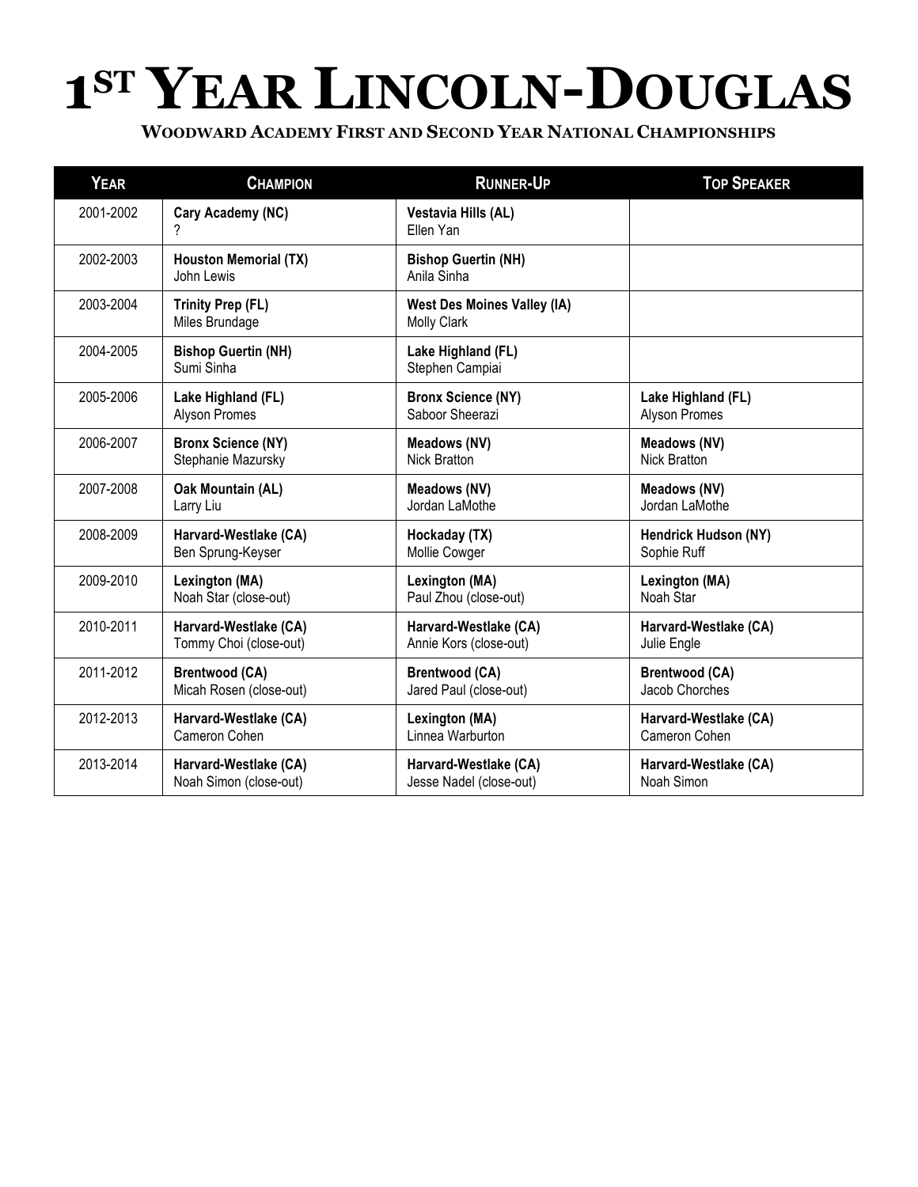# 1[ST] YEAR LINCOLN-DOUGLAS

**WOODWARD ACADEMY FIRST AND SECOND YEAR NATIONAL CHAMPIONSHIPS**

| YEAR | CHAMPION | RUNNER-UP | TOP SPEAKER |
|---|---|---|---|
| 2001-2002 | **Cary Academy (NC)**<br>? | **Vestavia Hills (AL)**<br>Ellen Yan | |
| 2002-2003 | **Houston Memorial (TX)**<br>John Lewis | **Bishop Guertin (NH)**<br>Anila Sinha | |
| 2003-2004 | **Trinity Prep (FL)**<br>Miles Brundage | **West Des Moines Valley (IA)**<br>Molly Clark | |
| 2004-2005 | **Bishop Guertin (NH)**<br>Sumi Sinha | **Lake Highland (FL)**<br>Stephen Campiai | |
| 2005-2006 | **Lake Highland (FL)**<br>Alyson Promes | **Bronx Science (NY)**<br>Saboor Sheerazi | **Lake Highland (FL)**<br>Alyson Promes |
| 2006-2007 | **Bronx Science (NY)**<br>Stephanie Mazursky | **Meadows (NV)**<br>Nick Bratton | **Meadows (NV)**<br>Nick Bratton |
| 2007-2008 | **Oak Mountain (AL)**<br>Larry Liu | **Meadows (NV)**<br>Jordan LaMothe | **Meadows (NV)**<br>Jordan LaMothe |
| 2008-2009 | **Harvard-Westlake (CA)**<br>Ben Sprung-Keyser | **Hockaday (TX)**<br>Mollie Cowger | **Hendrick Hudson (NY)**<br>Sophie Ruff |
| 2009-2010 | **Lexington (MA)**<br>Noah Star (close-out) | **Lexington (MA)**<br>Paul Zhou (close-out) | **Lexington (MA)**<br>Noah Star |
| 2010-2011 | **Harvard-Westlake (CA)**<br>Tommy Choi (close-out) | **Harvard-Westlake (CA)**<br>Annie Kors (close-out) | **Harvard-Westlake (CA)**<br>Julie Engle |
| 2011-2012 | **Brentwood (CA)**<br>Micah Rosen (close-out) | **Brentwood (CA)**<br>Jared Paul (close-out) | **Brentwood (CA)**<br>Jacob Chorches |
| 2012-2013 | **Harvard-Westlake (CA)**<br>Cameron Cohen | **Lexington (MA)**<br>Linnea Warburton | **Harvard-Westlake (CA)**<br>Cameron Cohen |
| 2013-2014 | **Harvard-Westlake (CA)**<br>Noah Simon (close-out) | **Harvard-Westlake (CA)**<br>Jesse Nadel (close-out) | **Harvard-Westlake (CA)**<br>Noah Simon |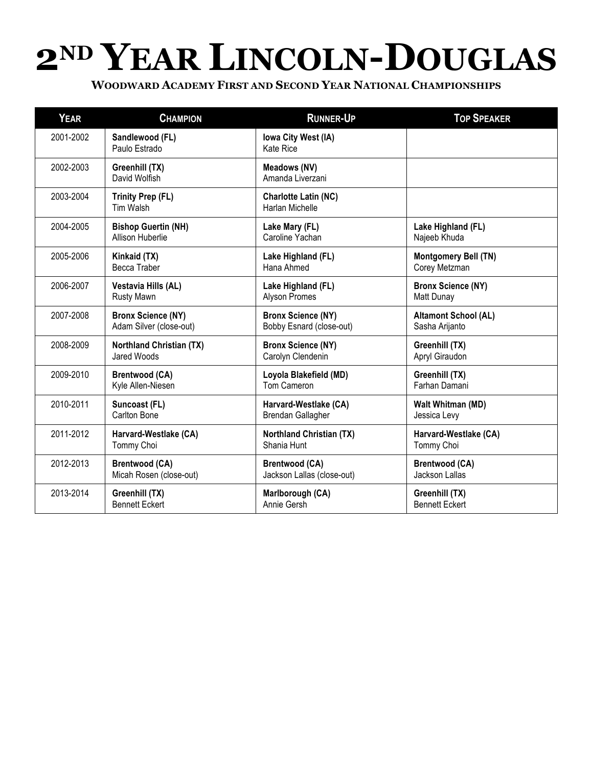# 2ND YEAR LINCOLN-DOUGLAS

**WOODWARD ACADEMY FIRST AND SECOND YEAR NATIONAL CHAMPIONSHIPS**

| YEAR | CHAMPION | RUNNER-UP | TOP SPEAKER |
|---|---|---|---|
| 2001-2002 | **Sandlewood (FL)**<br>Paulo Estrado | **Iowa City West (IA)**<br>Kate Rice | |
| 2002-2003 | **Greenhill (TX)**<br>David Wolfish | **Meadows (NV)**<br>Amanda Liverzani | |
| 2003-2004 | **Trinity Prep (FL)**<br>Tim Walsh | **Charlotte Latin (NC)**<br>Harlan Michelle | |
| 2004-2005 | **Bishop Guertin (NH)**<br>Allison Huberlie | **Lake Mary (FL)**<br>Caroline Yachan | **Lake Highland (FL)**<br>Najeeb Khuda |
| 2005-2006 | **Kinkaid (TX)**<br>Becca Traber | **Lake Highland (FL)**<br>Hana Ahmed | **Montgomery Bell (TN)**<br>Corey Metzman |
| 2006-2007 | **Vestavia Hills (AL)**<br>Rusty Mawn | **Lake Highland (FL)**<br>Alyson Promes | **Bronx Science (NY)**<br>Matt Dunay |
| 2007-2008 | **Bronx Science (NY)**<br>Adam Silver (close-out) | **Bronx Science (NY)**<br>Bobby Esnard (close-out) | **Altamont School (AL)**<br>Sasha Arijanto |
| 2008-2009 | **Northland Christian (TX)**<br>Jared Woods | **Bronx Science (NY)**<br>Carolyn Clendenin | **Greenhill (TX)**<br>Apryl Giraudon |
| 2009-2010 | **Brentwood (CA)**<br>Kyle Allen-Niesen | **Loyola Blakefield (MD)**<br>Tom Cameron | **Greenhill (TX)**<br>Farhan Damani |
| 2010-2011 | **Suncoast (FL)**<br>Carlton Bone | **Harvard-Westlake (CA)**<br>Brendan Gallagher | **Walt Whitman (MD)**<br>Jessica Levy |
| 2011-2012 | **Harvard-Westlake (CA)**<br>Tommy Choi | **Northland Christian (TX)**<br>Shania Hunt | **Harvard-Westlake (CA)**<br>Tommy Choi |
| 2012-2013 | **Brentwood (CA)**<br>Micah Rosen (close-out) | **Brentwood (CA)**<br>Jackson Lallas (close-out) | **Brentwood (CA)**<br>Jackson Lallas |
| 2013-2014 | **Greenhill (TX)**<br>Bennett Eckert | **Marlborough (CA)**<br>Annie Gersh | **Greenhill (TX)**<br>Bennett Eckert |